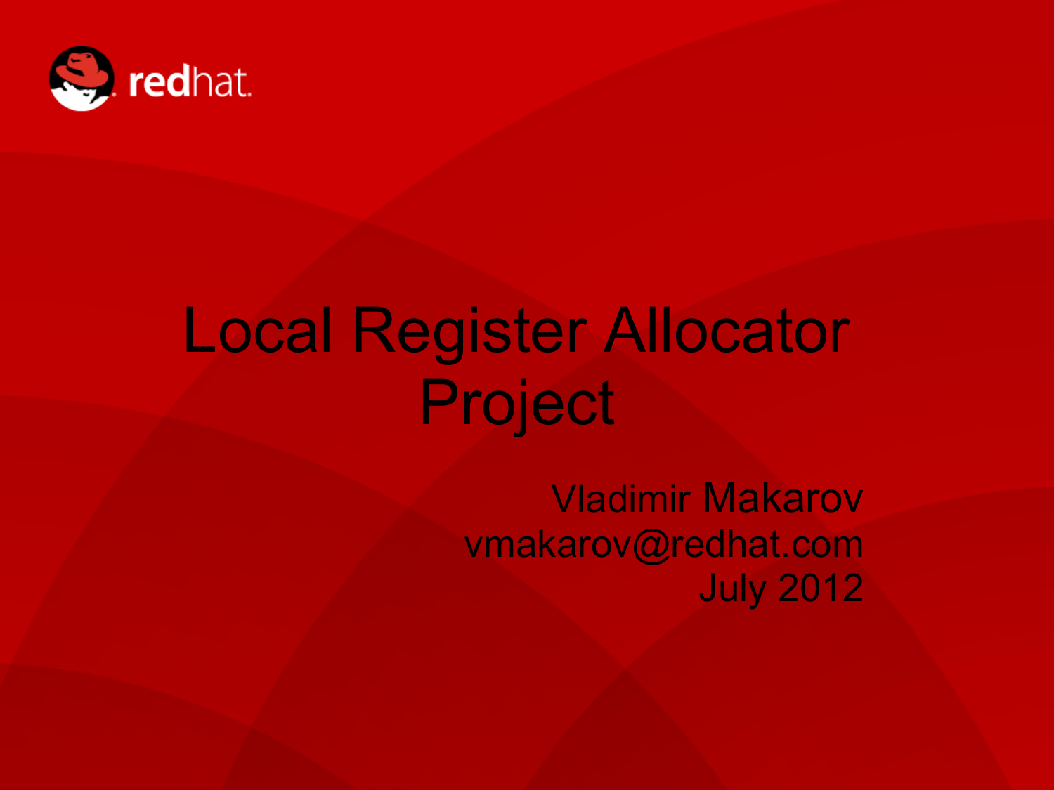# Local Register Allocator Project

Vladimir Makarov
vmakarov@redhat.com
July 2012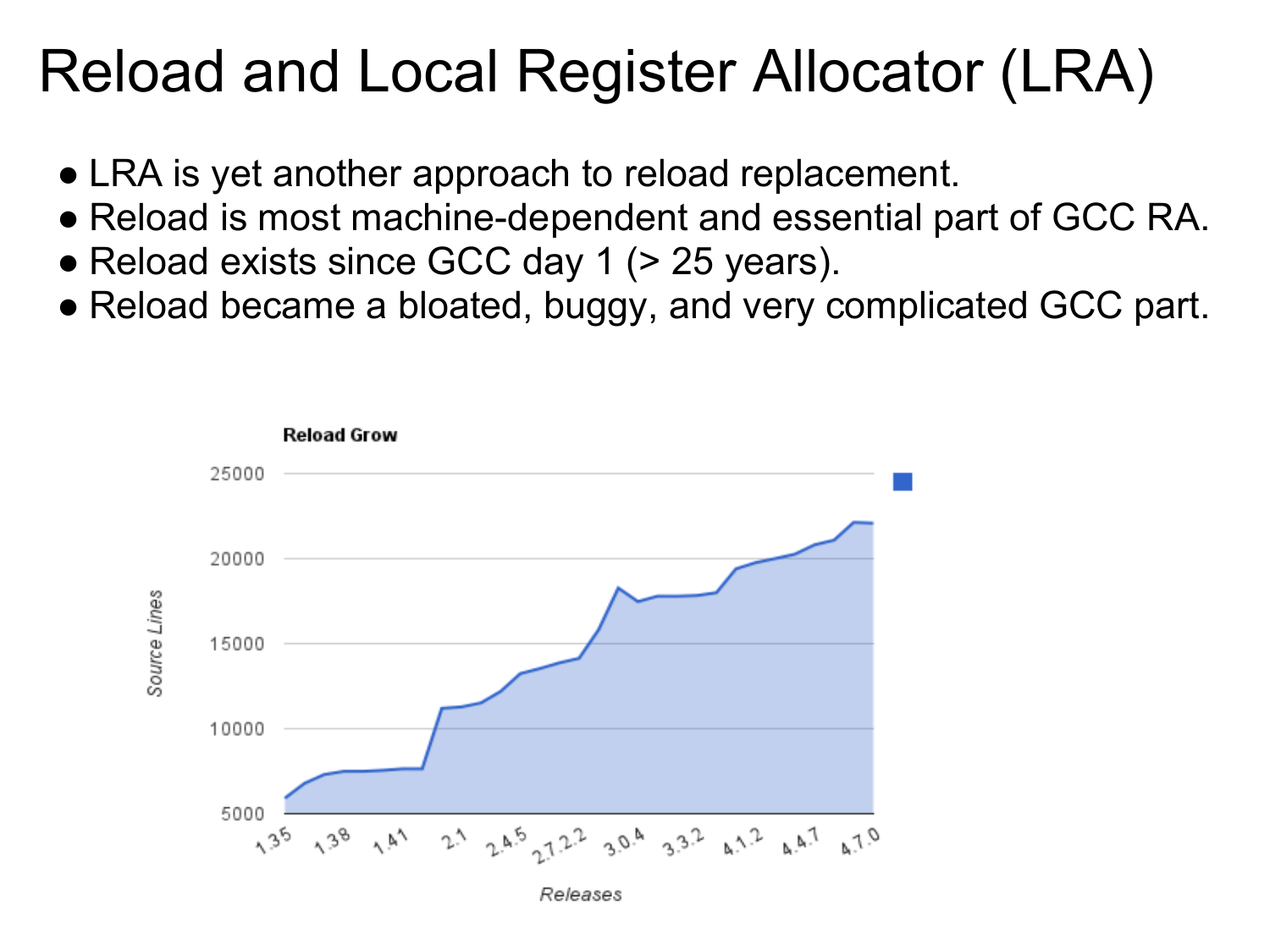# Reload and Local Register Allocator (LRA)

- LRA is yet another approach to reload replacement.
- Reload is most machine-dependent and essential part of GCC RA.
- Reload exists since GCC day 1 (> 25 years).
- Reload became a bloated, buggy, and very complicated GCC part.

**Reload Grow**

*Source Lines* vs. *Releases* (1.35, 1.38, 1.41, 2.1, 2.4.5, 2.7.2.2, 3.0.4, 3.3.2, 4.1.2, 4.4.7, 4.7.0); y-axis 5000–25000.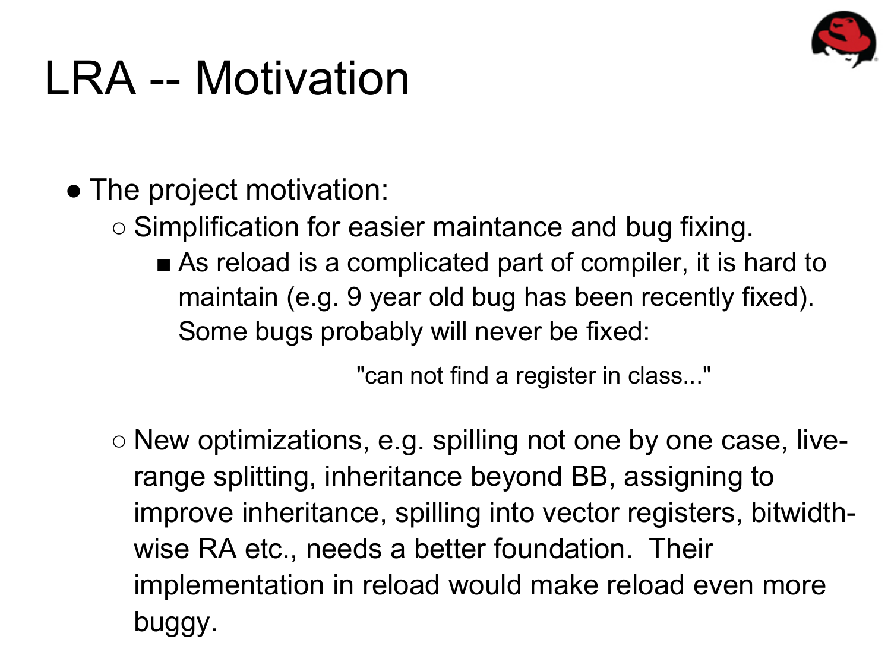# LRA -- Motivation

- The project motivation:
  - Simplification for easier maintance and bug fixing.
    - As reload is a complicated part of compiler, it is hard to maintain (e.g. 9 year old bug has been recently fixed). Some bugs probably will never be fixed:

      "can not find a register in class..."

  - New optimizations, e.g. spilling not one by one case, live-range splitting, inheritance beyond BB, assigning to improve inheritance, spilling into vector registers, bitwidth-wise RA etc., needs a better foundation. Their implementation in reload would make reload even more buggy.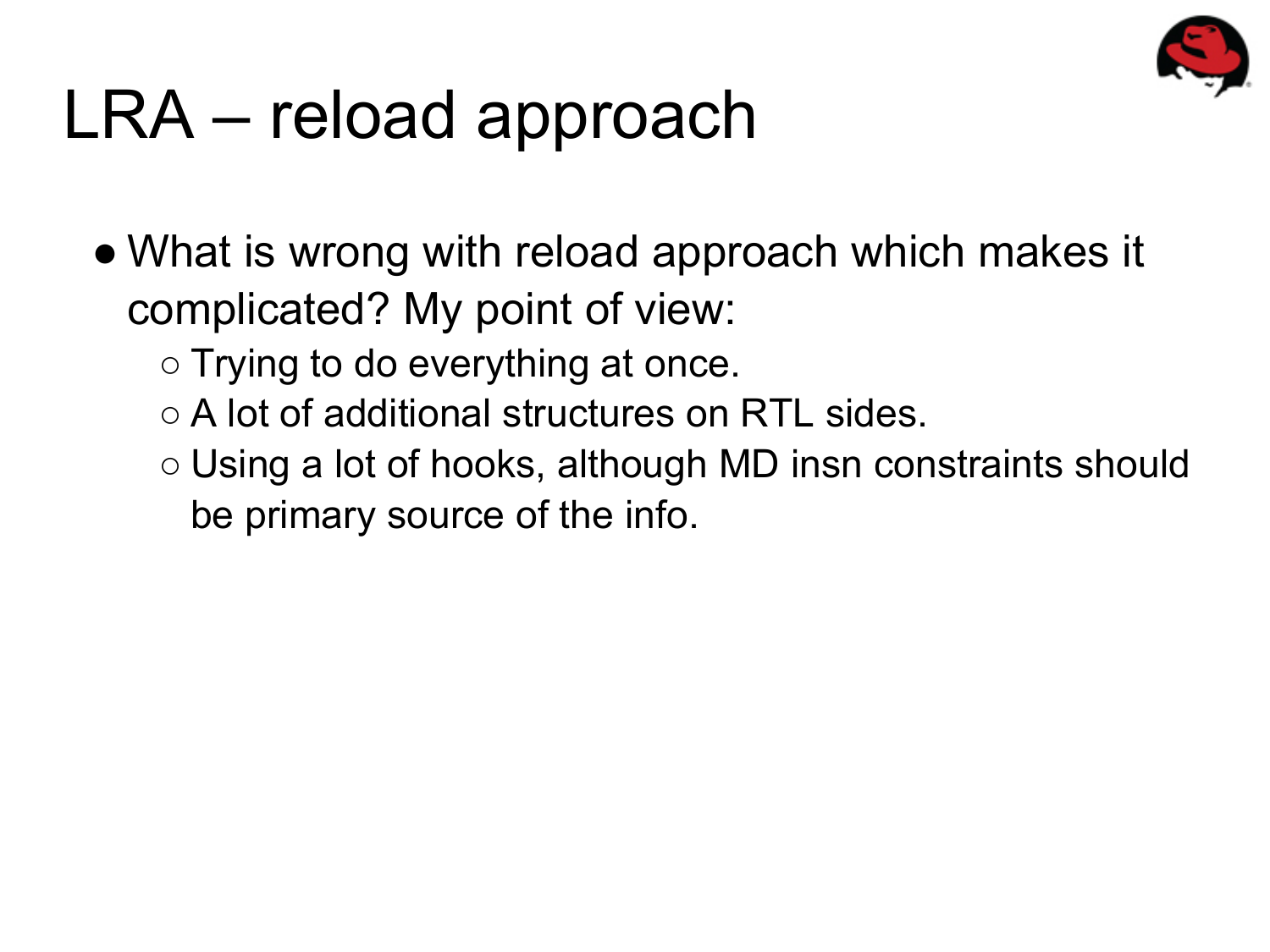# LRA – reload approach

- What is wrong with reload approach which makes it complicated? My point of view:
  - Trying to do everything at once.
  - A lot of additional structures on RTL sides.
  - Using a lot of hooks, although MD insn constraints should be primary source of the info.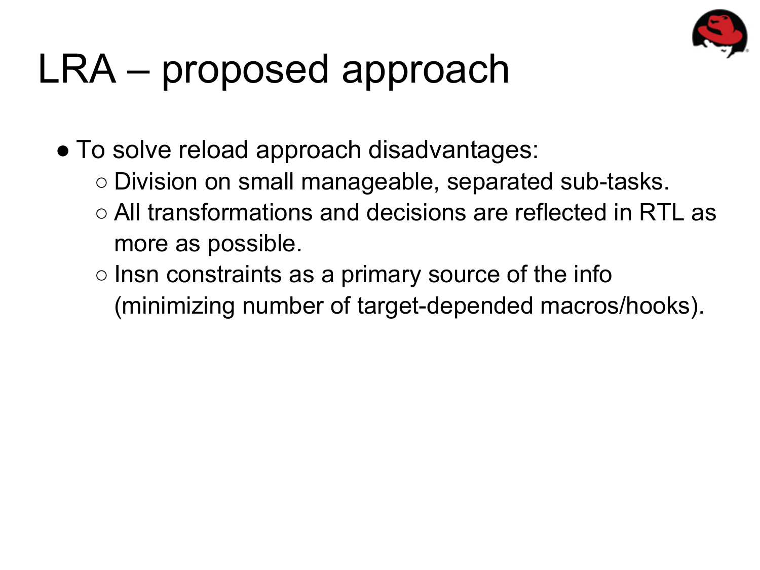# LRA – proposed approach

- To solve reload approach disadvantages:
  - Division on small manageable, separated sub-tasks.
  - All transformations and decisions are reflected in RTL as more as possible.
  - Insn constraints as a primary source of the info (minimizing number of target-depended macros/hooks).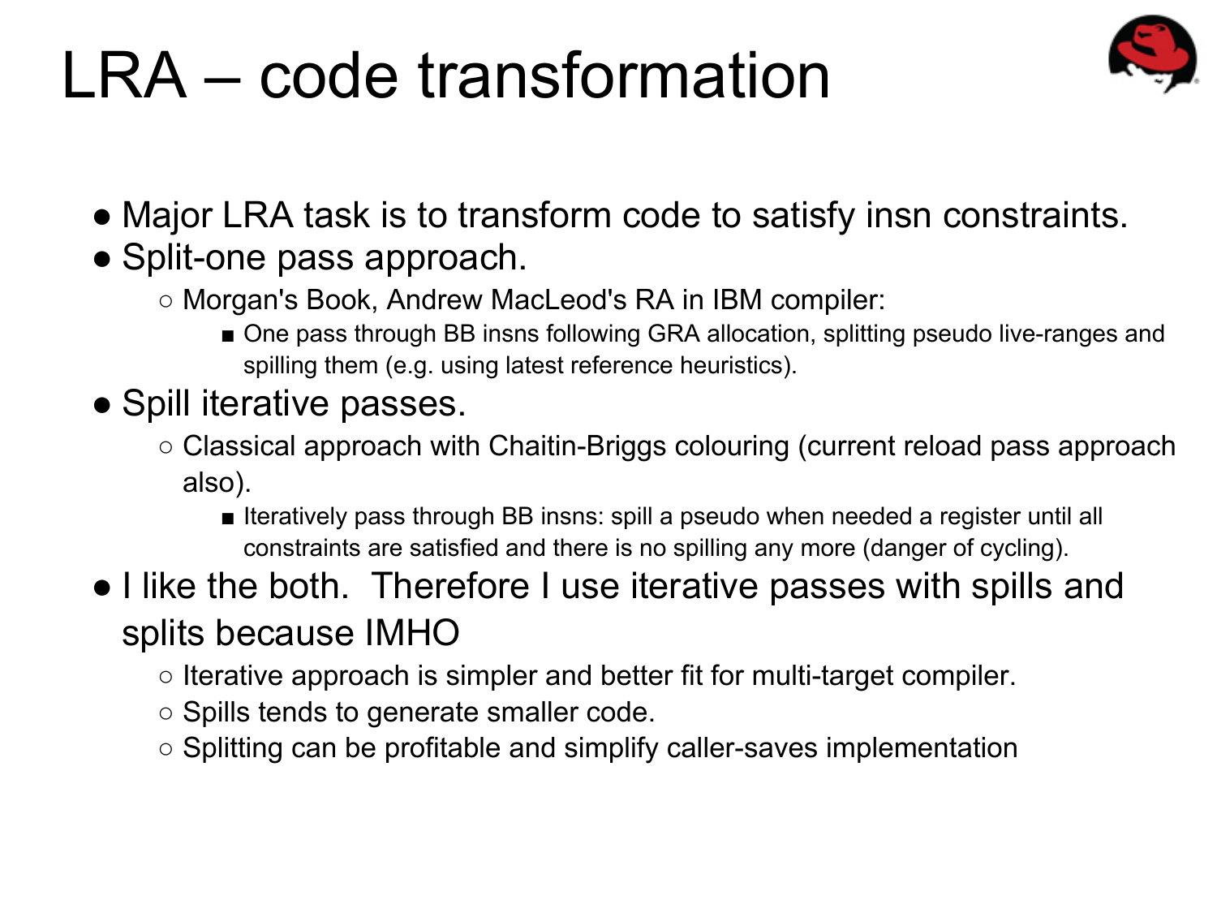# LRA – code transformation

- Major LRA task is to transform code to satisfy insn constraints.
- Split-one pass approach.
  - Morgan's Book, Andrew MacLeod's RA in IBM compiler:
    - One pass through BB insns following GRA allocation, splitting pseudo live-ranges and spilling them (e.g. using latest reference heuristics).
- Spill iterative passes.
  - Classical approach with Chaitin-Briggs colouring (current reload pass approach also).
    - Iteratively pass through BB insns: spill a pseudo when needed a register until all constraints are satisfied and there is no spilling any more (danger of cycling).
- I like the both. Therefore I use iterative passes with spills and splits because IMHO
  - Iterative approach is simpler and better fit for multi-target compiler.
  - Spills tends to generate smaller code.
  - Splitting can be profitable and simplify caller-saves implementation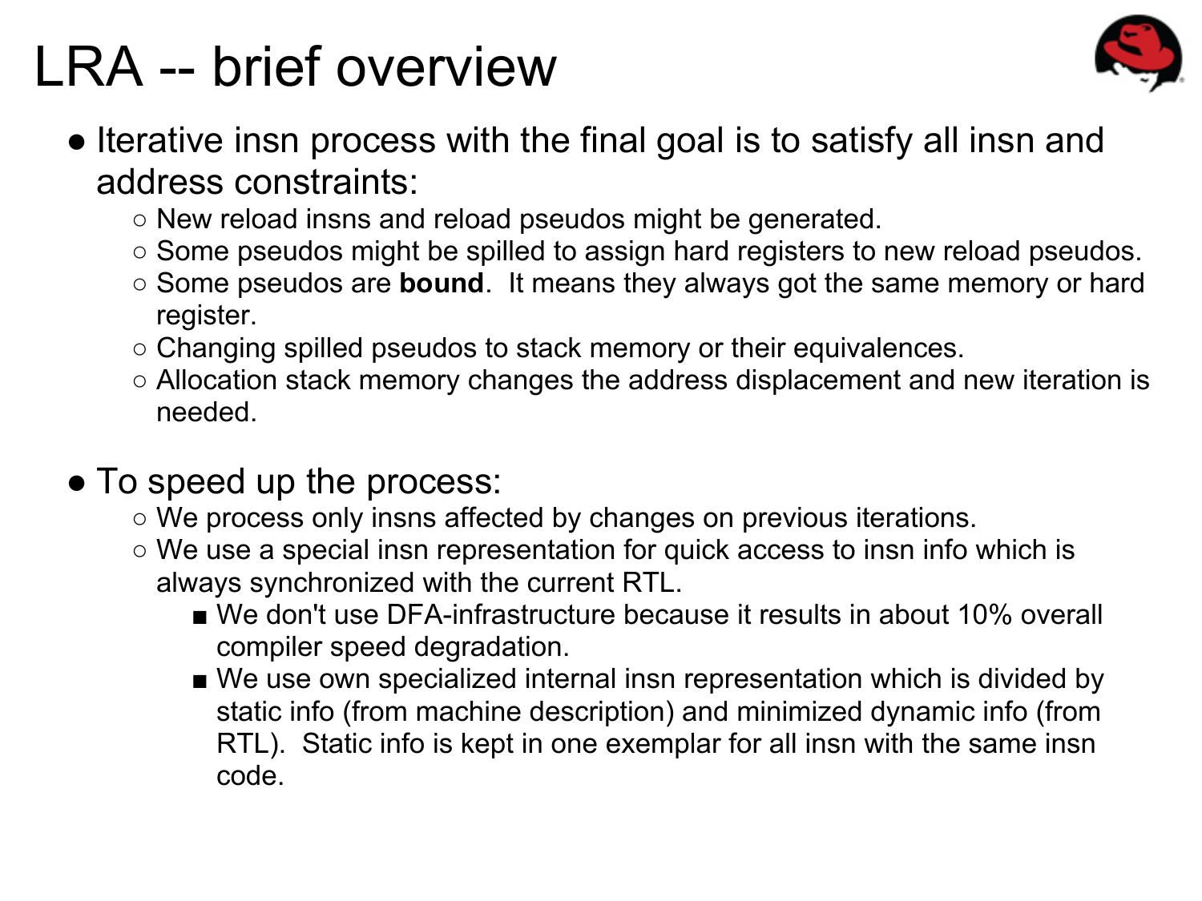# LRA -- brief overview

- Iterative insn process with the final goal is to satisfy all insn and address constraints:
  - New reload insns and reload pseudos might be generated.
  - Some pseudos might be spilled to assign hard registers to new reload pseudos.
  - Some pseudos are **bound**. It means they always got the same memory or hard register.
  - Changing spilled pseudos to stack memory or their equivalences.
  - Allocation stack memory changes the address displacement and new iteration is needed.

- To speed up the process:
  - We process only insns affected by changes on previous iterations.
  - We use a special insn representation for quick access to insn info which is always synchronized with the current RTL.
    - We don't use DFA-infrastructure because it results in about 10% overall compiler speed degradation.
    - We use own specialized internal insn representation which is divided by static info (from machine description) and minimized dynamic info (from RTL). Static info is kept in one exemplar for all insn with the same insn code.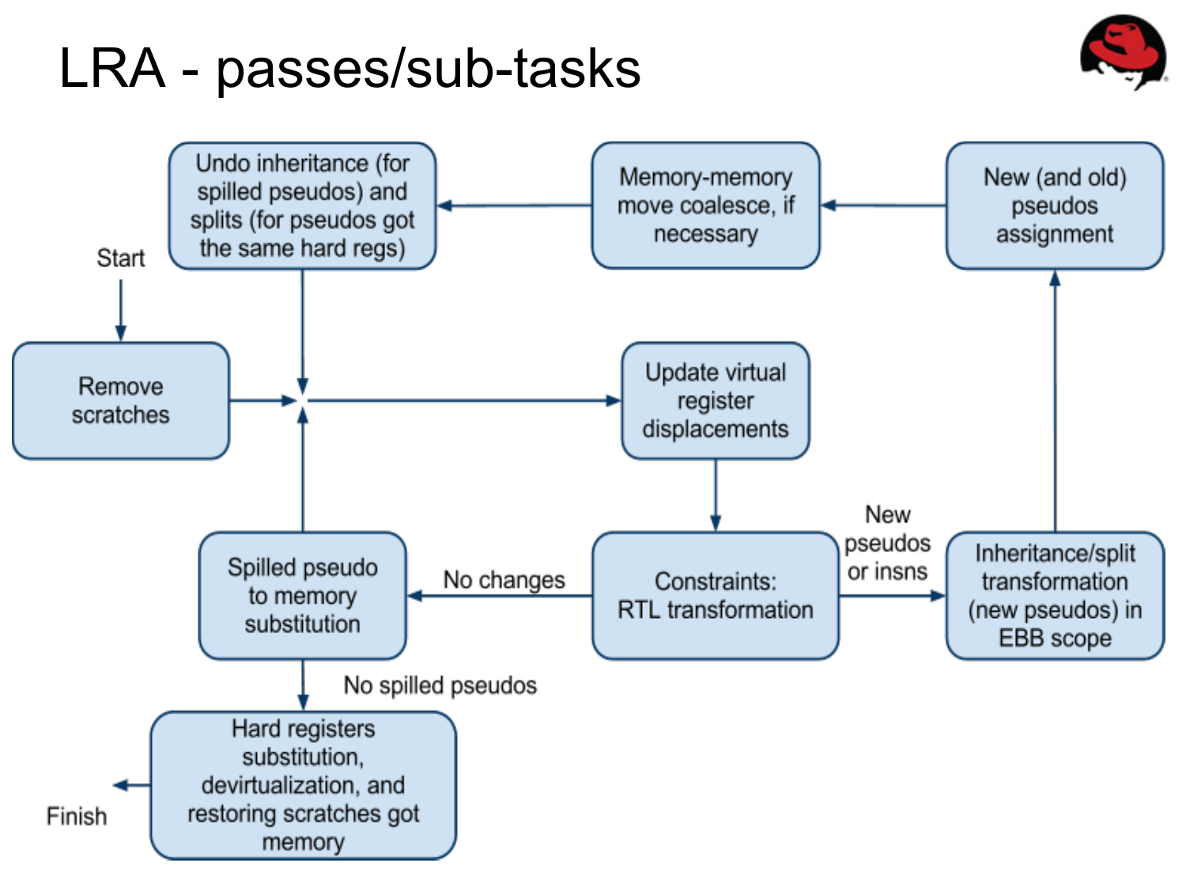# LRA - passes/sub-tasks

Start

Remove scratches

Update virtual register displacements

Constraints: RTL transformation

New pseudos or insns

Inheritance/split transformation (new pseudos) in EBB scope

New (and old) pseudos assignment

Memory-memory move coalesce, if necessary

Undo inheritance (for spilled pseudos) and splits (for pseudos got the same hard regs)

No changes

Spilled pseudo to memory substitution

No spilled pseudos

Hard registers substitution, devirtualization, and restoring scratches got memory

Finish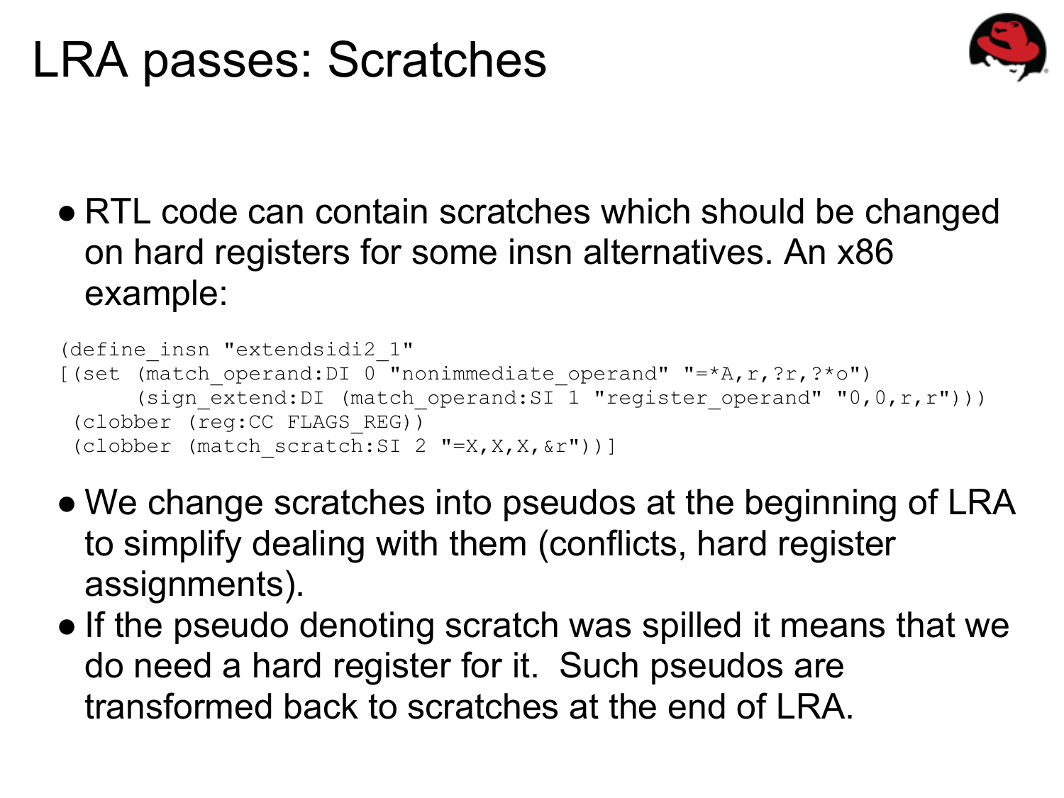# LRA passes: Scratches

- RTL code can contain scratches which should be changed on hard registers for some insn alternatives. An x86 example:

```
(define_insn "extendsidi2_1"
[(set (match_operand:DI 0 "nonimmediate_operand" "=*A,r,?r,?*o")
      (sign_extend:DI (match_operand:SI 1 "register_operand" "0,0,r,r")))
 (clobber (reg:CC FLAGS_REG))
 (clobber (match_scratch:SI 2 "=X,X,X,&r"))]
```

- We change scratches into pseudos at the beginning of LRA to simplify dealing with them (conflicts, hard register assignments).
- If the pseudo denoting scratch was spilled it means that we do need a hard register for it. Such pseudos are transformed back to scratches at the end of LRA.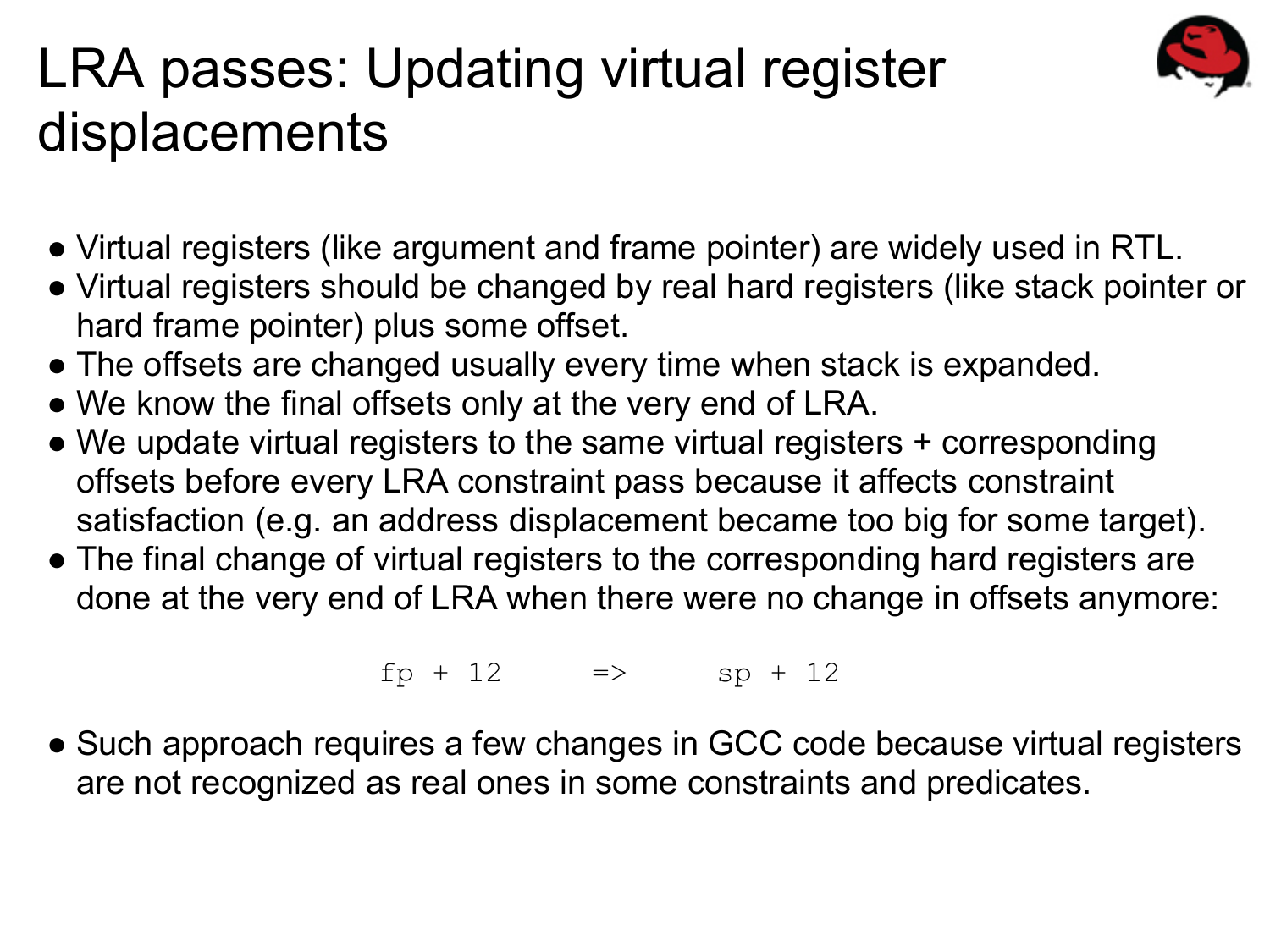# LRA passes: Updating virtual register displacements

- Virtual registers (like argument and frame pointer) are widely used in RTL.
- Virtual registers should be changed by real hard registers (like stack pointer or hard frame pointer) plus some offset.
- The offsets are changed usually every time when stack is expanded.
- We know the final offsets only at the very end of LRA.
- We update virtual registers to the same virtual registers + corresponding offsets before every LRA constraint pass because it affects constraint satisfaction (e.g. an address displacement became too big for some target).
- The final change of virtual registers to the corresponding hard registers are done at the very end of LRA when there were no change in offsets anymore:

```
fp + 12     =>     sp + 12
```

- Such approach requires a few changes in GCC code because virtual registers are not recognized as real ones in some constraints and predicates.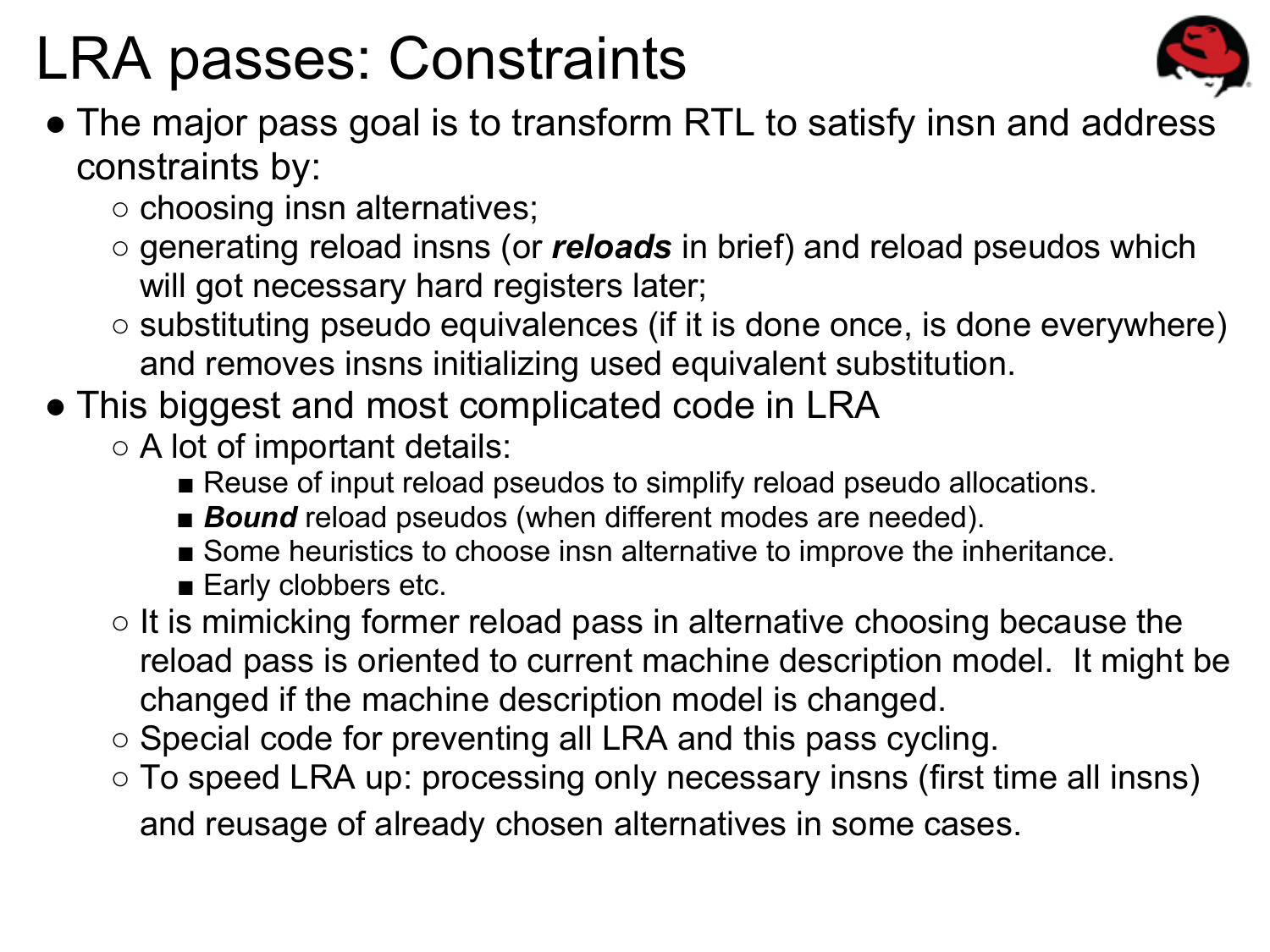# LRA passes: Constraints

- The major pass goal is to transform RTL to satisfy insn and address constraints by:
  - choosing insn alternatives;
  - generating reload insns (or ***reloads*** in brief) and reload pseudos which will got necessary hard registers later;
  - substituting pseudo equivalences (if it is done once, is done everywhere) and removes insns initializing used equivalent substitution.
- This biggest and most complicated code in LRA
  - A lot of important details:
    - Reuse of input reload pseudos to simplify reload pseudo allocations.
    - ***Bound*** reload pseudos (when different modes are needed).
    - Some heuristics to choose insn alternative to improve the inheritance.
    - Early clobbers etc.
  - It is mimicking former reload pass in alternative choosing because the reload pass is oriented to current machine description model. It might be changed if the machine description model is changed.
  - Special code for preventing all LRA and this pass cycling.
  - To speed LRA up: processing only necessary insns (first time all insns) and reusage of already chosen alternatives in some cases.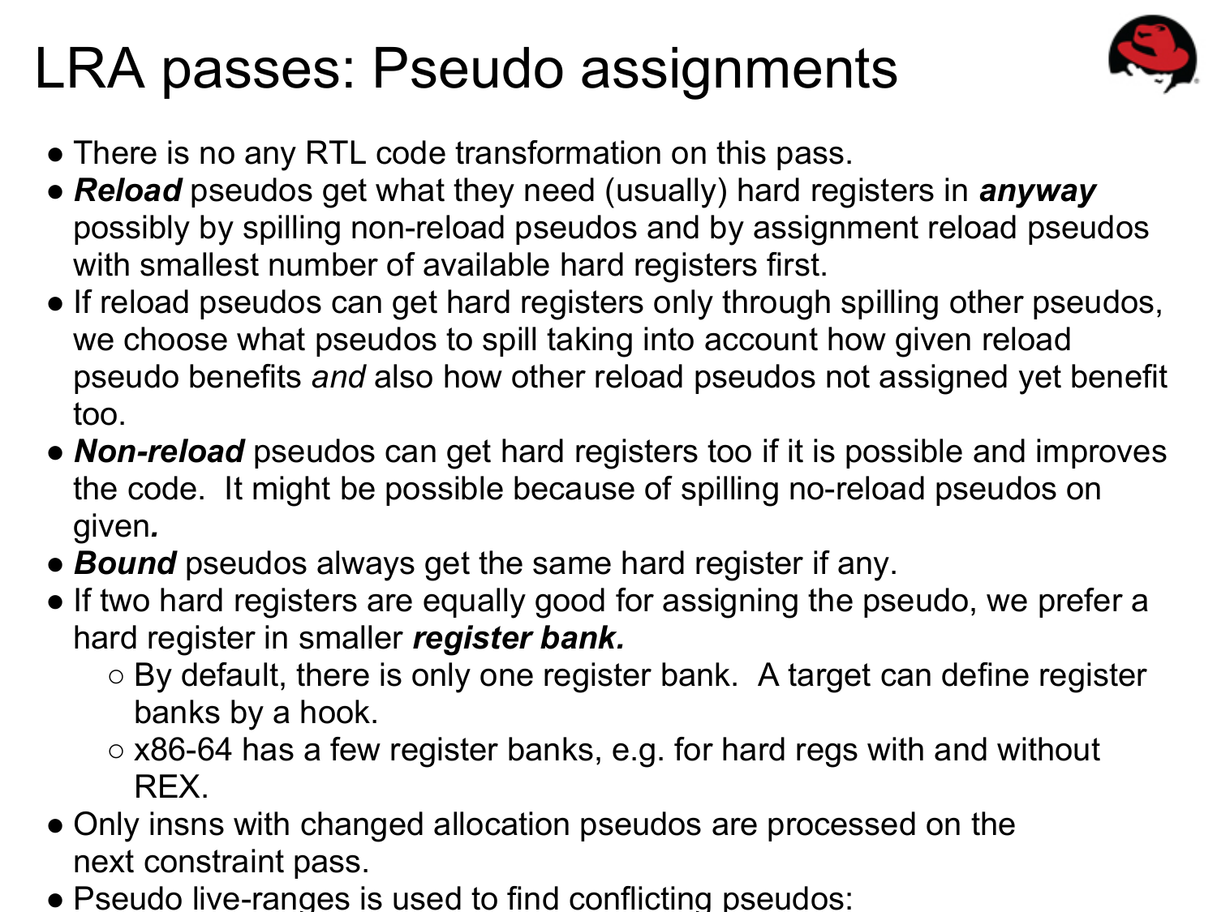# LRA passes: Pseudo assignments

- There is no any RTL code transformation on this pass.
- ***Reload*** pseudos get what they need (usually) hard registers in ***anyway*** possibly by spilling non-reload pseudos and by assignment reload pseudos with smallest number of available hard registers first.
- If reload pseudos can get hard registers only through spilling other pseudos, we choose what pseudos to spill taking into account how given reload pseudo benefits *and* also how other reload pseudos not assigned yet benefit too.
- ***Non-reload*** pseudos can get hard registers too if it is possible and improves the code. It might be possible because of spilling no-reload pseudos on given***.***
- ***Bound*** pseudos always get the same hard register if any.
- If two hard registers are equally good for assigning the pseudo, we prefer a hard register in smaller ***register bank.***
  - By default, there is only one register bank. A target can define register banks by a hook.
  - x86-64 has a few register banks, e.g. for hard regs with and without REX.
- Only insns with changed allocation pseudos are processed on the next constraint pass.
- Pseudo live-ranges is used to find conflicting pseudos: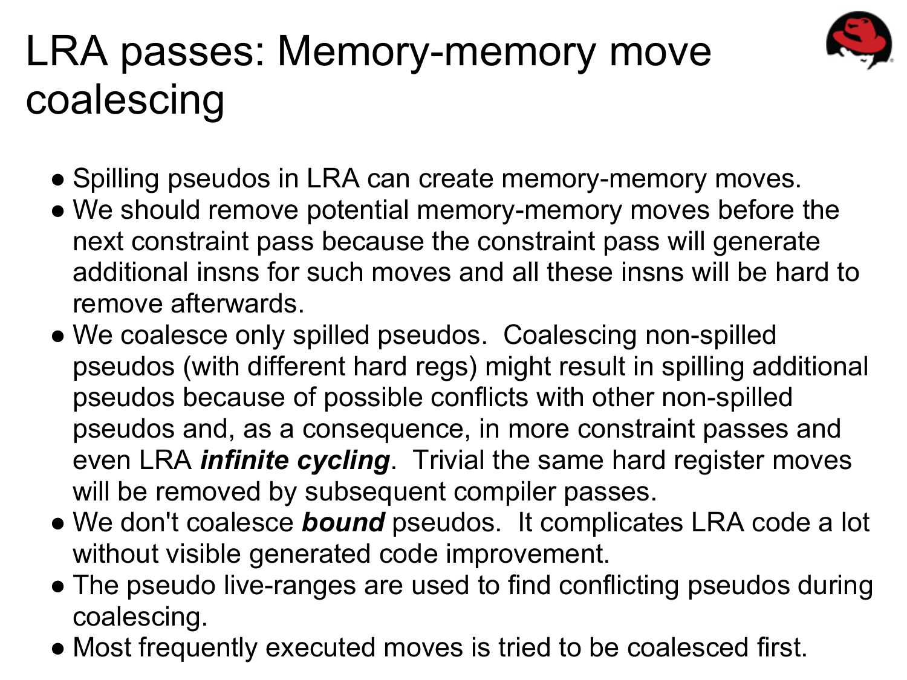# LRA passes: Memory-memory move coalescing

- Spilling pseudos in LRA can create memory-memory moves.
- We should remove potential memory-memory moves before the next constraint pass because the constraint pass will generate additional insns for such moves and all these insns will be hard to remove afterwards.
- We coalesce only spilled pseudos. Coalescing non-spilled pseudos (with different hard regs) might result in spilling additional pseudos because of possible conflicts with other non-spilled pseudos and, as a consequence, in more constraint passes and even LRA ***infinite cycling***. Trivial the same hard register moves will be removed by subsequent compiler passes.
- We don't coalesce ***bound*** pseudos. It complicates LRA code a lot without visible generated code improvement.
- The pseudo live-ranges are used to find conflicting pseudos during coalescing.
- Most frequently executed moves is tried to be coalesced first.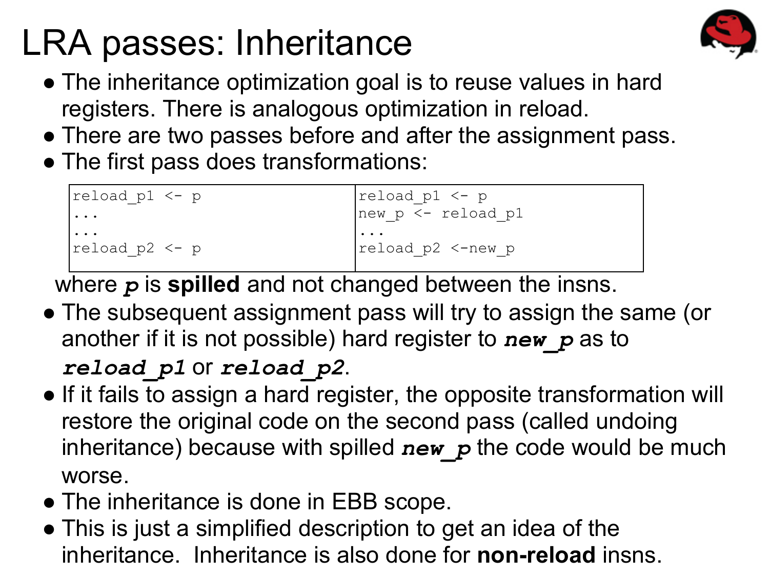# LRA passes: Inheritance

- The inheritance optimization goal is to reuse values in hard registers. There is analogous optimization in reload.
- There are two passes before and after the assignment pass.
- The first pass does transformations:

| | |
|---|---|
| reload_p1 <- p<br>...<br>...<br>reload_p2 <- p | reload_p1 <- p<br>new_p <- reload_p1<br>...<br>reload_p2 <-new_p |

where ***p*** is **spilled** and not changed between the insns.

- The subsequent assignment pass will try to assign the same (or another if it is not possible) hard register to ***new_p*** as to ***reload_p1*** or ***reload_p2***.
- If it fails to assign a hard register, the opposite transformation will restore the original code on the second pass (called undoing inheritance) because with spilled ***new_p*** the code would be much worse.
- The inheritance is done in EBB scope.
- This is just a simplified description to get an idea of the inheritance. Inheritance is also done for **non-reload** insns.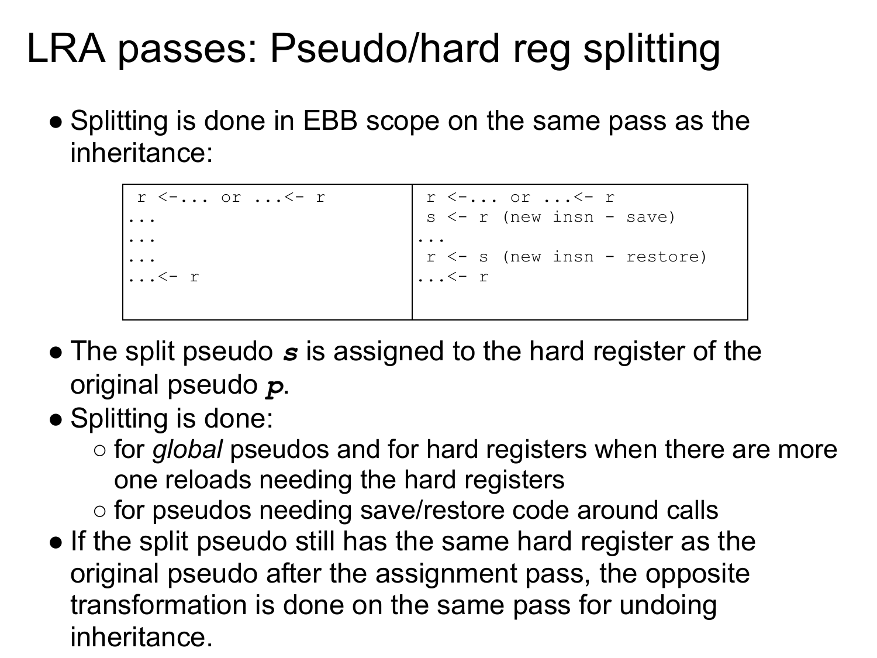# LRA passes: Pseudo/hard reg splitting

- Splitting is done in EBB scope on the same pass as the inheritance:

| | |
|---|---|
| `r <-... or ...<- r`<br>`...`<br>`...`<br>`...`<br>`...<- r` | `r <-... or ...<- r`<br>`s <- r (new insn - save)`<br>`...`<br>`r <- s (new insn - restore)`<br>`...<- r` |

- The split pseudo ***s*** is assigned to the hard register of the original pseudo ***p***.
- Splitting is done:
  - for *global* pseudos and for hard registers when there are more one reloads needing the hard registers
  - for pseudos needing save/restore code around calls
- If the split pseudo still has the same hard register as the original pseudo after the assignment pass, the opposite transformation is done on the same pass for undoing inheritance.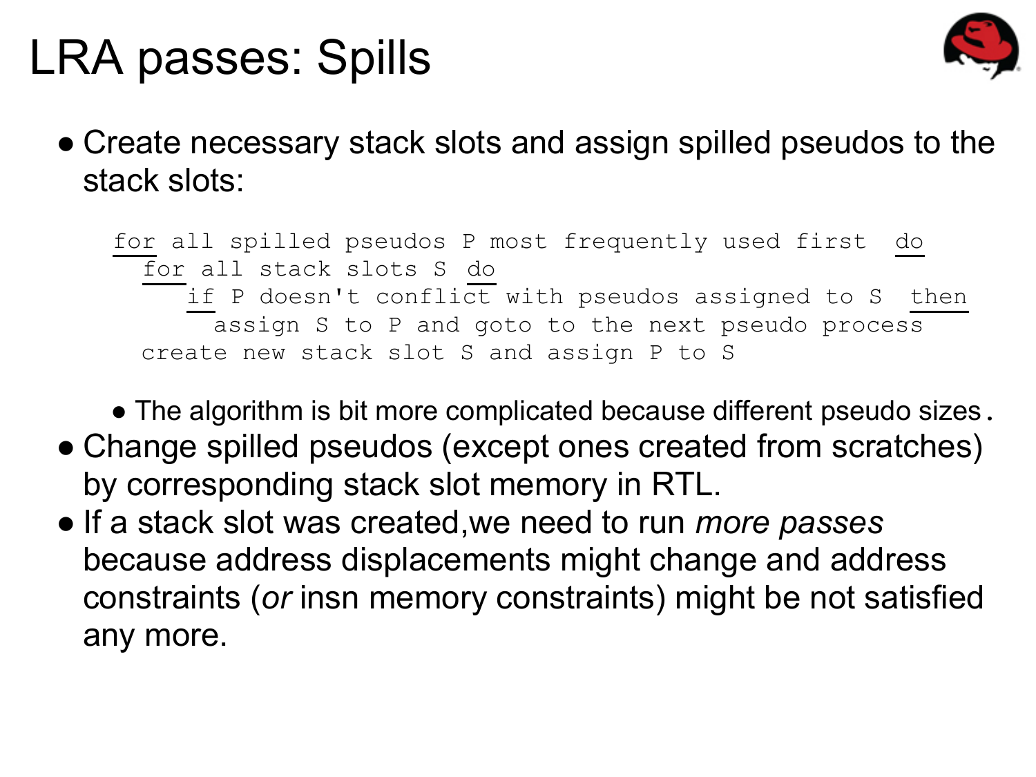# LRA passes: Spills

- Create necessary stack slots and assign spilled pseudos to the stack slots:

```
for all spilled pseudos P most frequently used first  do
  for all stack slots S  do
     if P doesn't conflict with pseudos assigned to S  then
        assign S to P and goto to the next pseudo process
  create new stack slot S and assign P to S
```

  - The algorithm is bit more complicated because different pseudo sizes.
- Change spilled pseudos (except ones created from scratches) by corresponding stack slot memory in RTL.
- If a stack slot was created,we need to run *more passes* because address displacements might change and address constraints (*or* insn memory constraints) might be not satisfied any more.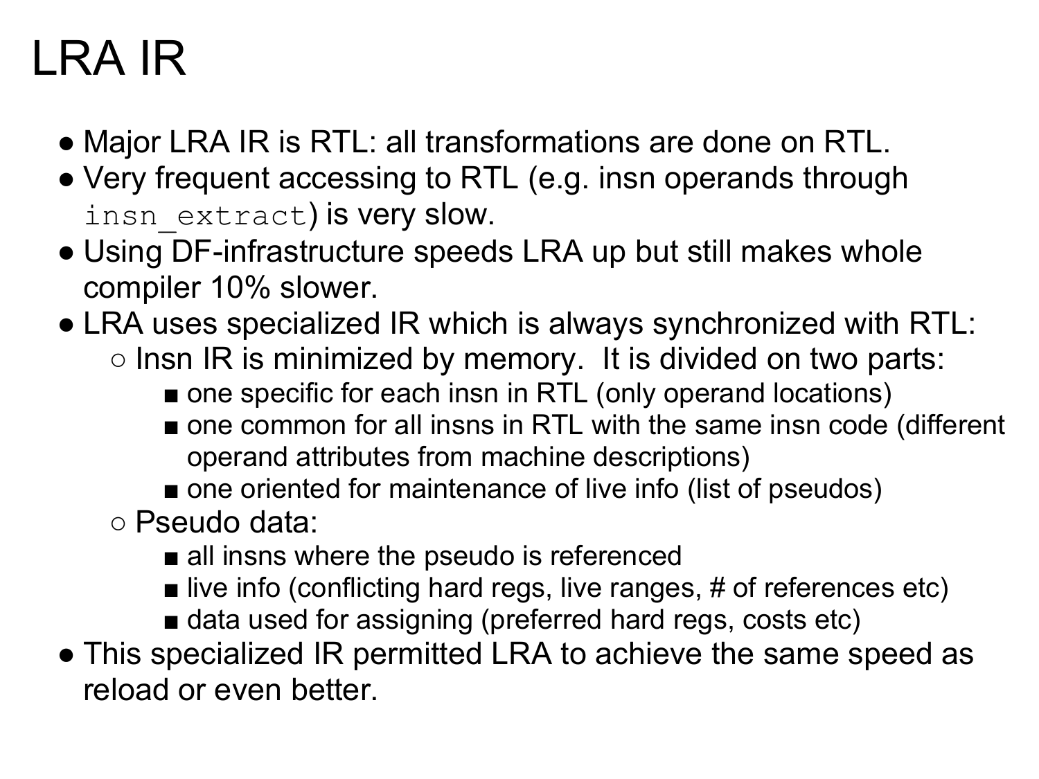# LRA IR

- Major LRA IR is RTL: all transformations are done on RTL.
- Very frequent accessing to RTL (e.g. insn operands through `insn_extract`) is very slow.
- Using DF-infrastructure speeds LRA up but still makes whole compiler 10% slower.
- LRA uses specialized IR which is always synchronized with RTL:
  - Insn IR is minimized by memory.  It is divided on two parts:
    - one specific for each insn in RTL (only operand locations)
    - one common for all insns in RTL with the same insn code (different operand attributes from machine descriptions)
    - one oriented for maintenance of live info (list of pseudos)
  - Pseudo data:
    - all insns where the pseudo is referenced
    - live info (conflicting hard regs, live ranges, # of references etc)
    - data used for assigning (preferred hard regs, costs etc)
- This specialized IR permitted LRA to achieve the same speed as reload or even better.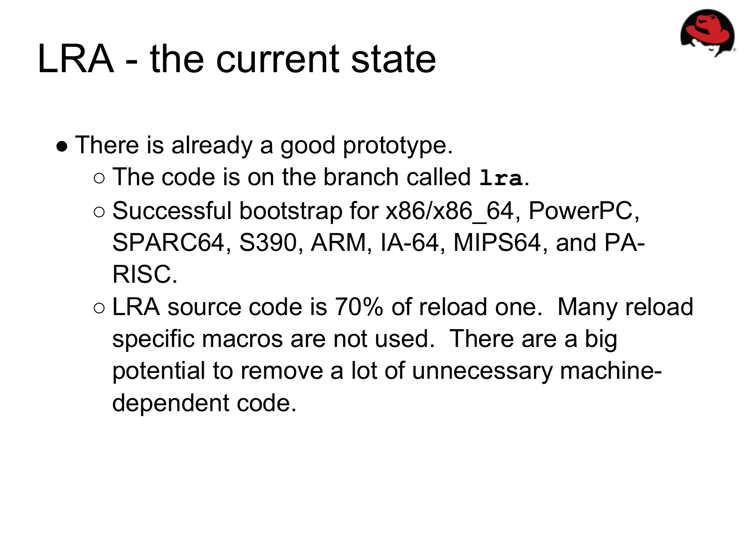# LRA - the current state

- There is already a good prototype.
  - The code is on the branch called **`lra`**.
  - Successful bootstrap for x86/x86_64, PowerPC, SPARC64, S390, ARM, IA-64, MIPS64, and PA-RISC.
  - LRA source code is 70% of reload one.  Many reload specific macros are not used.  There are a big potential to remove a lot of unnecessary machine-dependent code.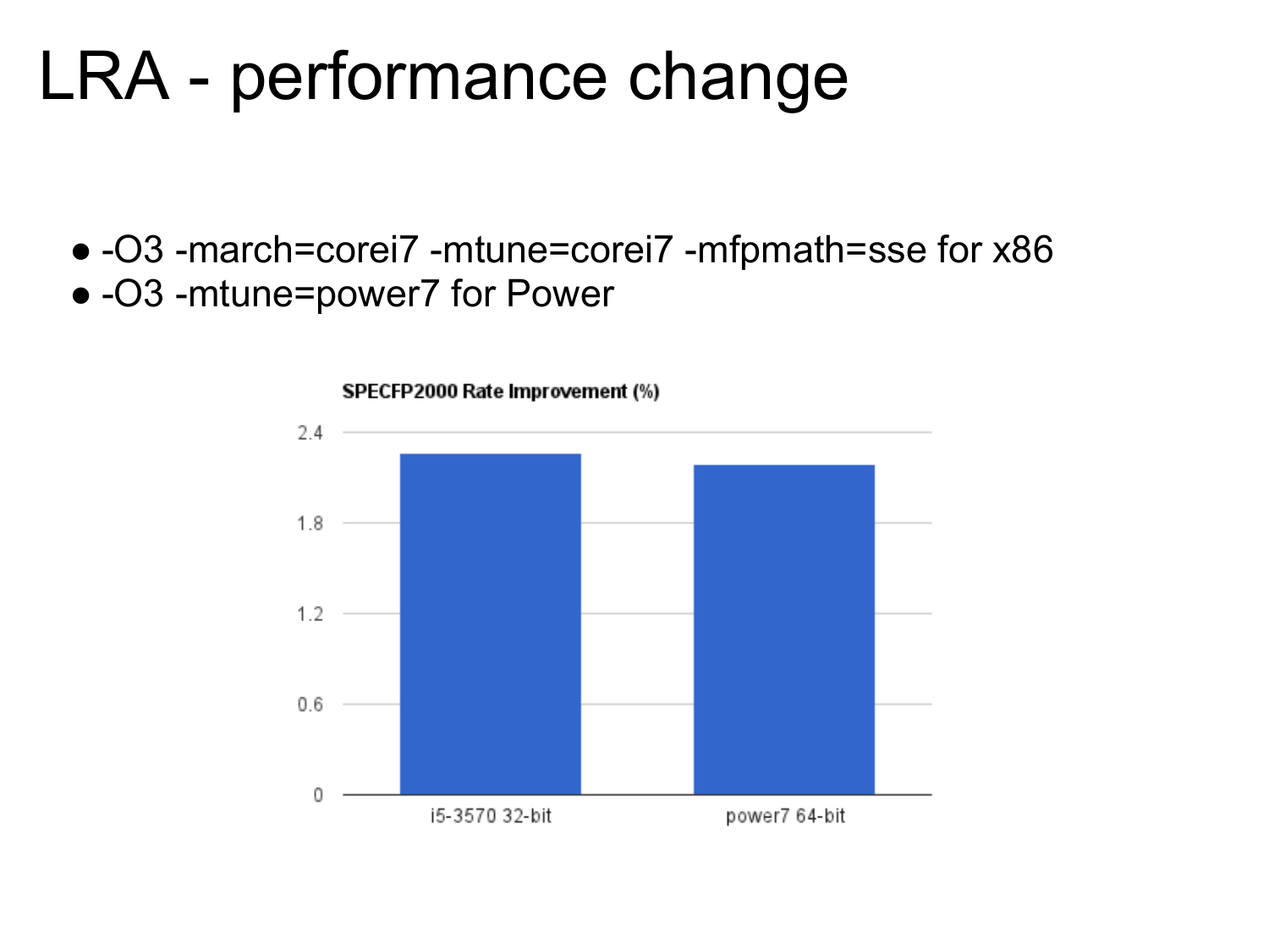# LRA - performance change

- -O3 -march=corei7 -mtune=corei7 -mfpmath=sse for x86
- -O3 -mtune=power7 for Power

SPECFP2000 Rate Improvement (%)

2.4

1.8

1.2

0.6

0

i5-3570 32-bit

power7 64-bit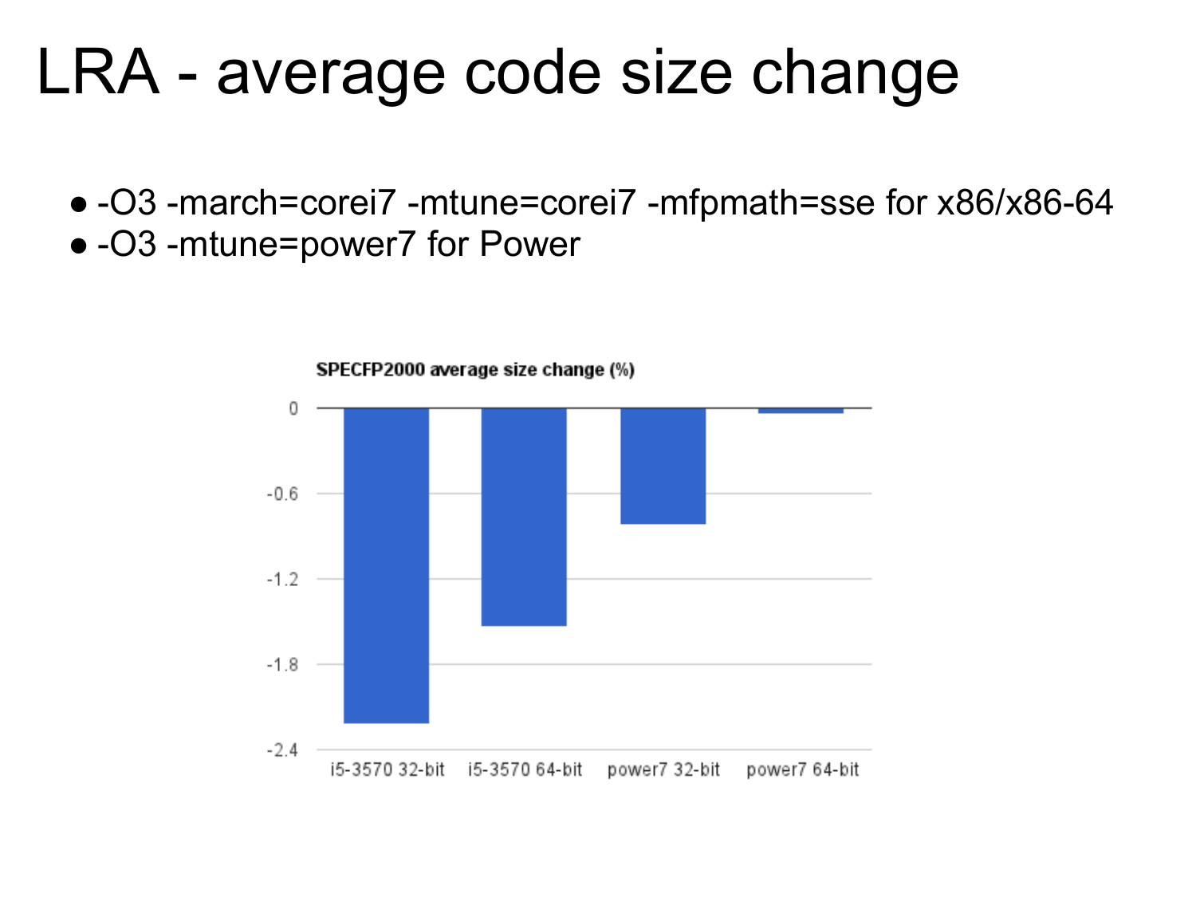# LRA - average code size change

- -O3 -march=corei7 -mtune=corei7 -mfpmath=sse for x86/x86-64
- -O3 -mtune=power7 for Power

**SPECFP2000 average size change (%)**

| | i5-3570 32-bit | i5-3570 64-bit | power7 32-bit | power7 64-bit |
|---|---|---|---|---|
| Size change (%) | ~-2.22 | ~-1.53 | ~-0.82 | ~-0.04 |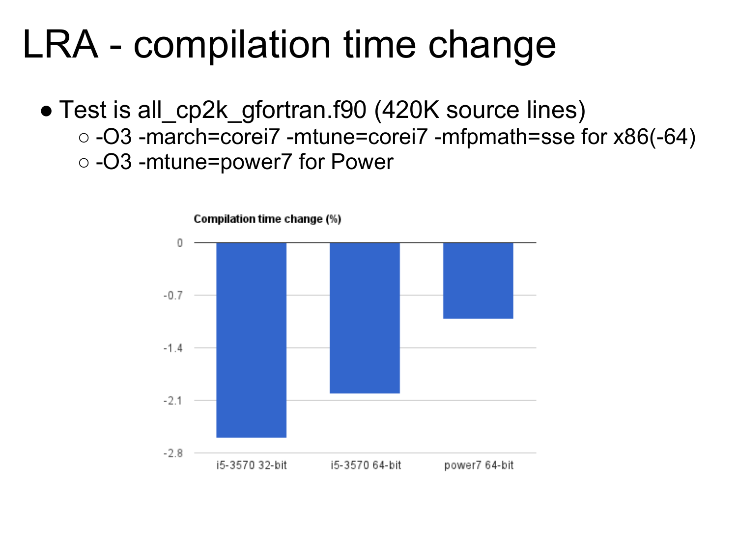# LRA - compilation time change

- Test is all_cp2k_gfortran.f90 (420K source lines)
  - -O3 -march=corei7 -mtune=corei7 -mfpmath=sse for x86(-64)
  - -O3 -mtune=power7 for Power

Compilation time change (%)

0

-0.7

-1.4

-2.1

-2.8

i5-3570 32-bit

i5-3570 64-bit

power7 64-bit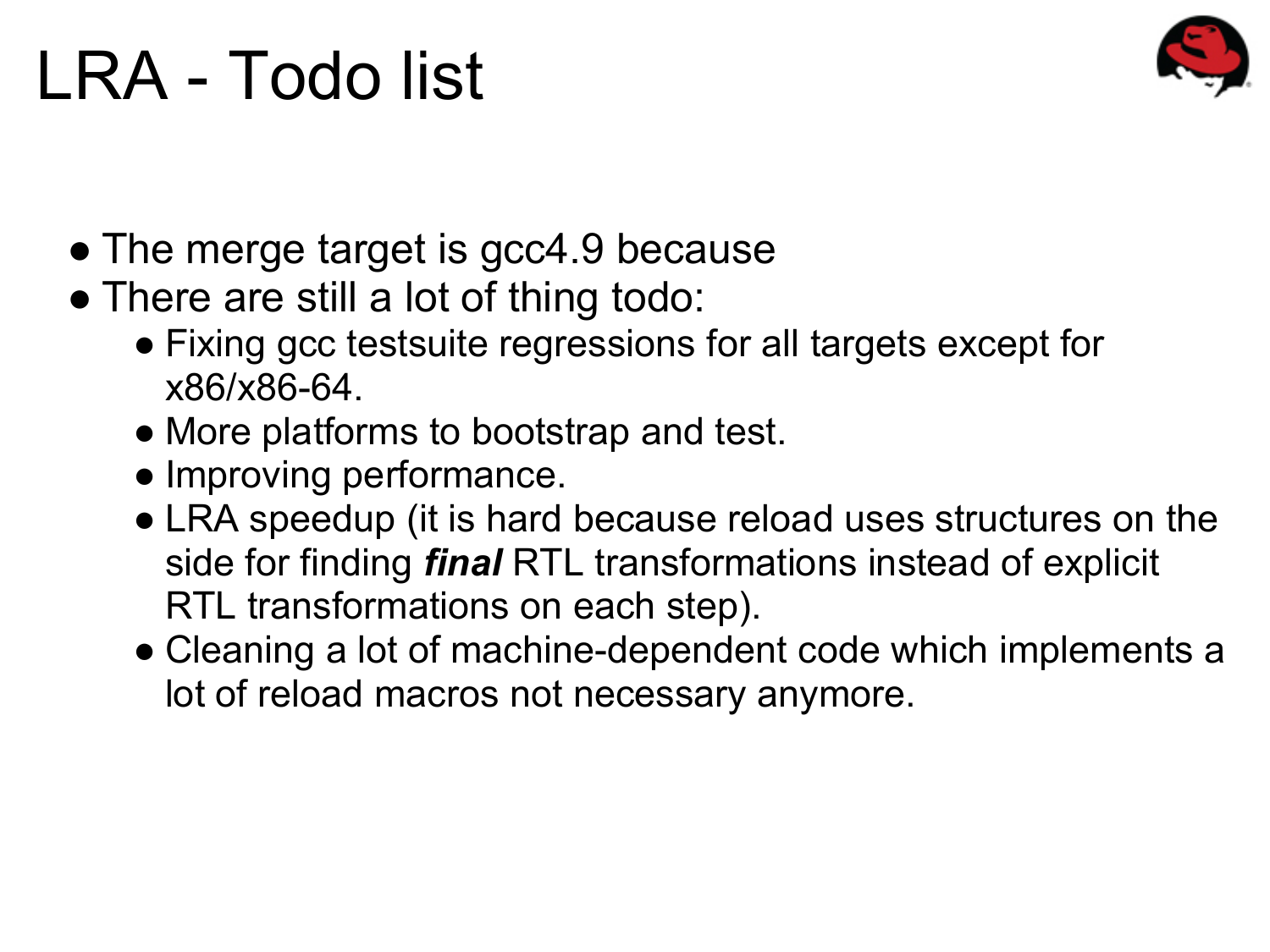# LRA - Todo list

- The merge target is gcc4.9 because
- There are still a lot of thing todo:
  - Fixing gcc testsuite regressions for all targets except for x86/x86-64.
  - More platforms to bootstrap and test.
  - Improving performance.
  - LRA speedup (it is hard because reload uses structures on the side for finding ***final*** RTL transformations instead of explicit RTL transformations on each step).
  - Cleaning a lot of machine-dependent code which implements a lot of reload macros not necessary anymore.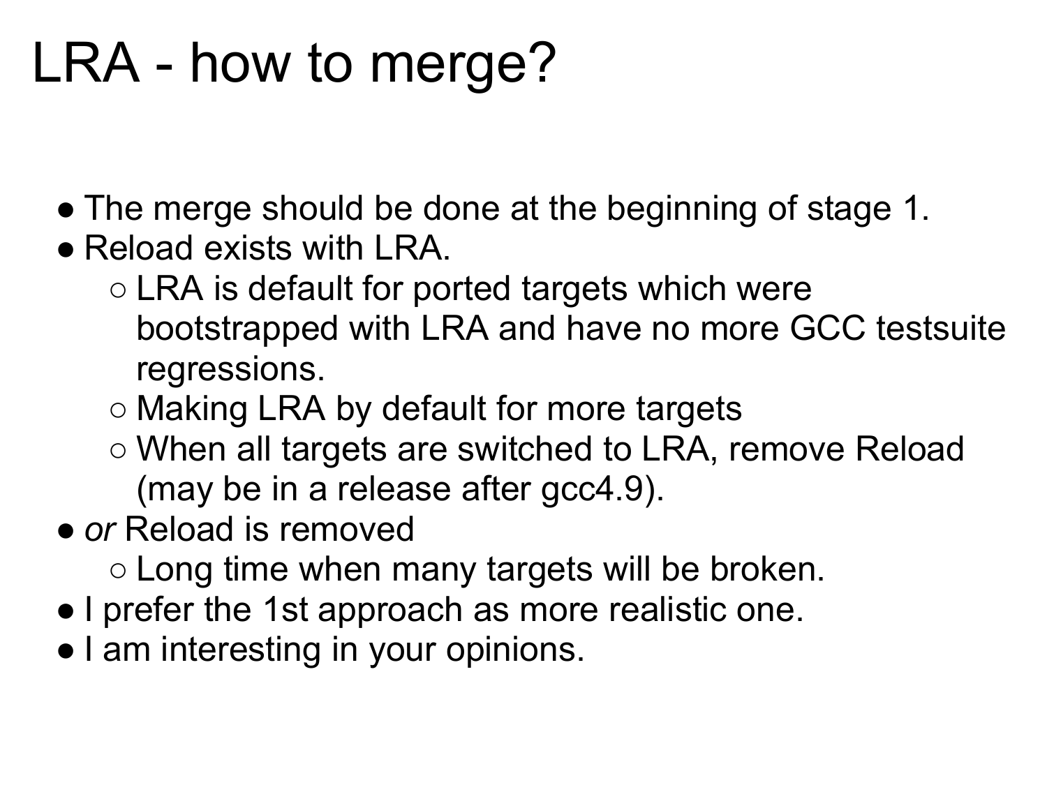# LRA - how to merge?

- The merge should be done at the beginning of stage 1.
- Reload exists with LRA.
  - LRA is default for ported targets which were bootstrapped with LRA and have no more GCC testsuite regressions.
  - Making LRA by default for more targets
  - When all targets are switched to LRA, remove Reload (may be in a release after gcc4.9).
- *or* Reload is removed
  - Long time when many targets will be broken.
- I prefer the 1st approach as more realistic one.
- I am interesting in your opinions.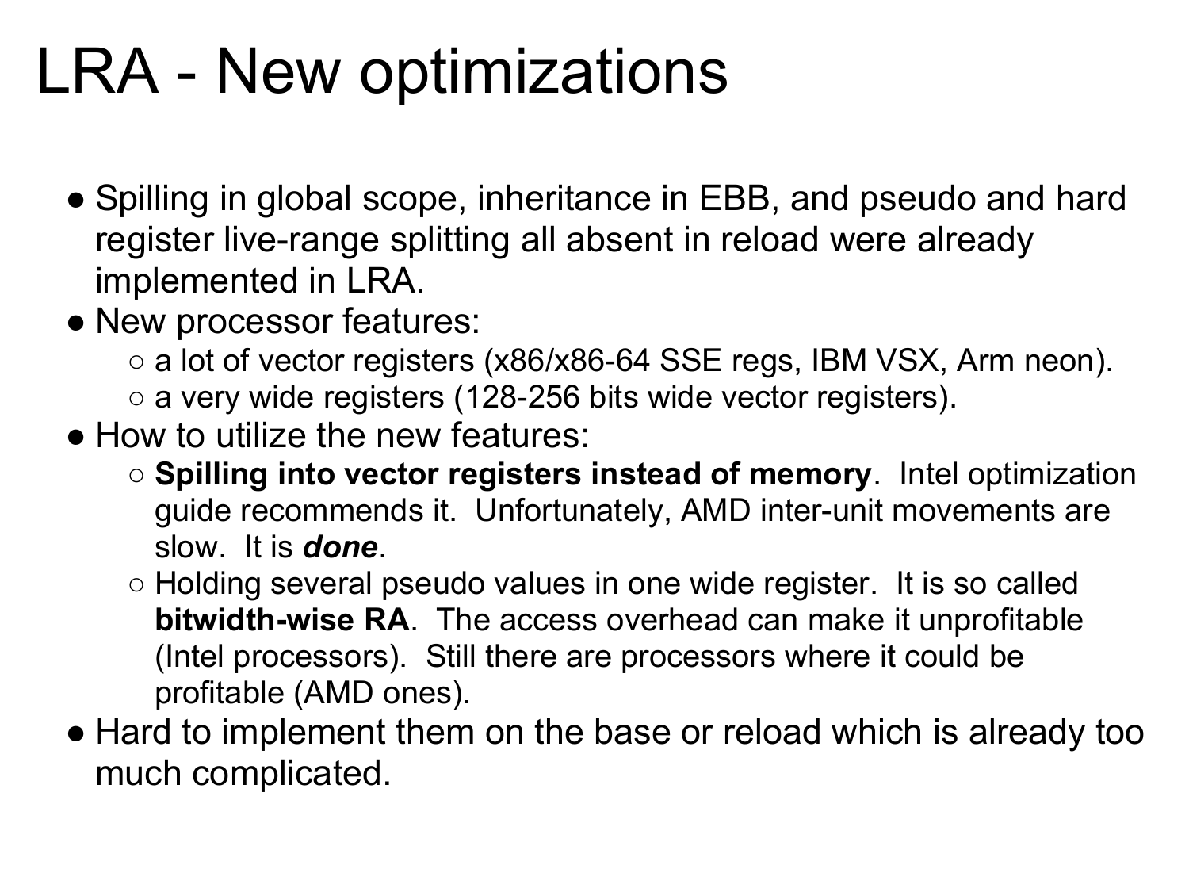# LRA - New optimizations

- Spilling in global scope, inheritance in EBB, and pseudo and hard register live-range splitting all absent in reload were already implemented in LRA.
- New processor features:
  - a lot of vector registers (x86/x86-64 SSE regs, IBM VSX, Arm neon).
  - a very wide registers (128-256 bits wide vector registers).
- How to utilize the new features:
  - **Spilling into vector registers instead of memory**. Intel optimization guide recommends it. Unfortunately, AMD inter-unit movements are slow. It is ***done***.
  - Holding several pseudo values in one wide register. It is so called **bitwidth-wise RA**. The access overhead can make it unprofitable (Intel processors). Still there are processors where it could be profitable (AMD ones).
- Hard to implement them on the base or reload which is already too much complicated.